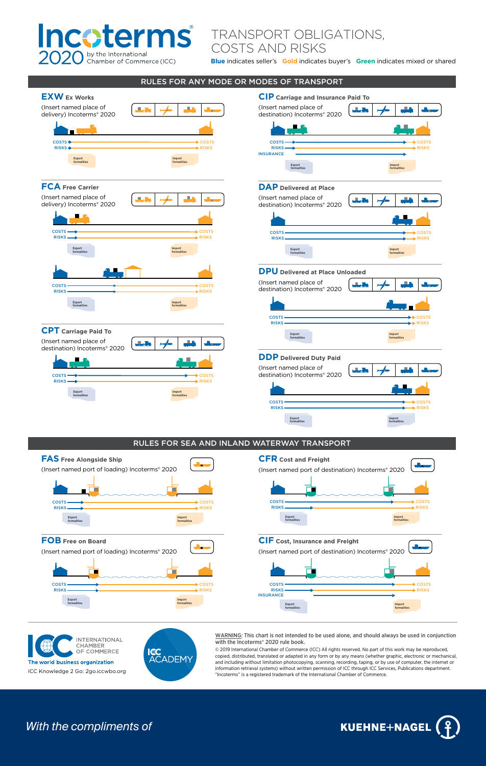# Incoterms® 2020

by the International Chamber of Commerce (ICC)

## TRANSPORT OBLIGATIONS, COSTS AND RISKS

**Blue** indicates seller's **Gold** indicates buyer's **Green** indicates mixed or shared

## RULES FOR ANY MODE OR MODES OF TRANSPORT

### EXW Ex Works

(Insert named place of delivery) Incoterms® 2020

COSTS — COSTS
RISKS — RISKS

Export formalities — Import formalities

### FCA Free Carrier

(Insert named place of delivery) Incoterms® 2020

COSTS — COSTS
RISKS — RISKS

Export formalities — Import formalities

COSTS — COSTS
RISKS — RISKS

Export formalities — Import formalities

### CPT Carriage Paid To

(Insert named place of destination) Incoterms® 2020

COSTS — COSTS
RISKS — RISKS

Export formalities — Import formalities

### CIP Carriage and Insurance Paid To

(Insert named place of destination) Incoterms® 2020

COSTS — COSTS
RISKS — RISKS
INSURANCE

Export formalities — Import formalities

### DAP Delivered at Place

(Insert named place of destination) Incoterms® 2020

COSTS — COSTS
RISKS — RISKS

Export formalities — Import formalities

### DPU Delivered at Place Unloaded

(Insert named place of destination) Incoterms® 2020

COSTS — COSTS
RISKS — RISKS

Export formalities — Import formalities

### DDP Delivered Duty Paid

(Insert named place of destination) Incoterms® 2020

COSTS — COSTS
RISKS — RISKS

Export formalities — Import formalities

## RULES FOR SEA AND INLAND WATERWAY TRANSPORT

### FAS Free Alongside Ship

(Insert named port of loading) Incoterms® 2020

COSTS — COSTS
RISKS — RISKS

Export formalities — Import formalities

### FOB Free on Board

(Insert named port of loading) Incoterms® 2020

COSTS — COSTS
RISKS — RISKS

Export formalities — Import formalities

### CFR Cost and Freight

(Insert named port of destination) Incoterms® 2020

COSTS — COSTS
RISKS — RISKS

Export formalities — Import formalities

### CIF Cost, Insurance and Freight

(Insert named port of destination) Incoterms® 2020

COSTS — COSTS
RISKS — RISKS
INSURANCE

Export formalities — Import formalities

---

INTERNATIONAL CHAMBER OF COMMERCE
The world business organization
ICC Knowledge 2 Go: 2go.iccwbo.org

ICC ACADEMY

WARNING: This chart is not intended to be used alone, and should always be used in conjunction with the Incoterms® 2020 rule book.

© 2019 International Chamber of Commerce (ICC) All rights reserved. No part of this work may be reproduced, copied, distributed, translated or adapted in any form or by any means (whether graphic, electronic or mechanical, and including without limitation photocopying, scanning, recording, taping, or by use of computer, the internet or information retrieval systems) without written permission of ICC through ICC Services, Publications department. "Incoterms" is a registered trademark of the International Chamber of Commerce.

*With the compliments of*

KUEHNE+NAGEL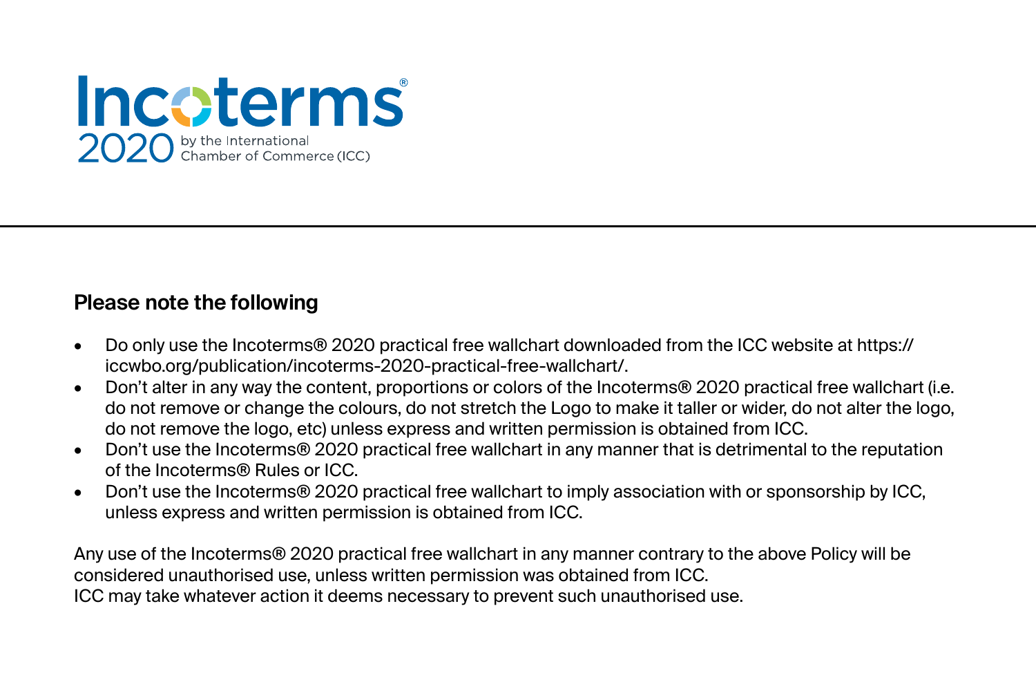Incoterms®
2020 by the International Chamber of Commerce (ICC)

## Please note the following

- Do only use the Incoterms® 2020 practical free wallchart downloaded from the ICC website at https://iccwbo.org/publication/incoterms-2020-practical-free-wallchart/.
- Don't alter in any way the content, proportions or colors of the Incoterms® 2020 practical free wallchart (i.e. do not remove or change the colours, do not stretch the Logo to make it taller or wider, do not alter the logo, do not remove the logo, etc) unless express and written permission is obtained from ICC.
- Don't use the Incoterms® 2020 practical free wallchart in any manner that is detrimental to the reputation of the Incoterms® Rules or ICC.
- Don't use the Incoterms® 2020 practical free wallchart to imply association with or sponsorship by ICC, unless express and written permission is obtained from ICC.

Any use of the Incoterms® 2020 practical free wallchart in any manner contrary to the above Policy will be considered unauthorised use, unless written permission was obtained from ICC.
ICC may take whatever action it deems necessary to prevent such unauthorised use.